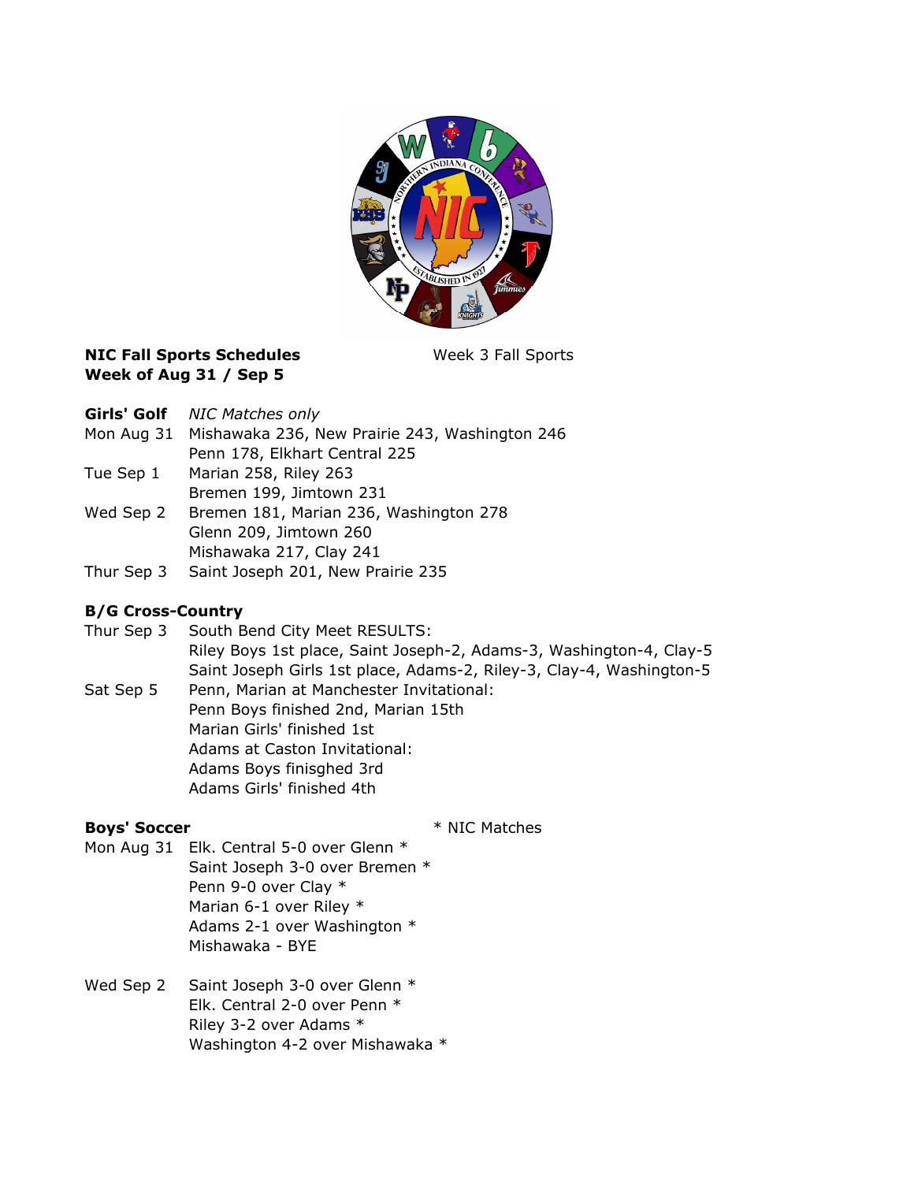**NIC Fall Sports Schedules**
**Week of Aug 31 / Sep 5**

Week 3 Fall Sports

**Girls' Golf** *NIC Matches only*

Mon Aug 31 Mishawaka 236, New Prairie 243, Washington 246
Penn 178, Elkhart Central 225

Tue Sep 1 Marian 258, Riley 263
Bremen 199, Jimtown 231

Wed Sep 2 Bremen 181, Marian 236, Washington 278
Glenn 209, Jimtown 260
Mishawaka 217, Clay 241

Thur Sep 3 Saint Joseph 201, New Prairie 235

**B/G Cross-Country**

Thur Sep 3 South Bend City Meet RESULTS:
Riley Boys 1st place, Saint Joseph-2, Adams-3, Washington-4, Clay-5
Saint Joseph Girls 1st place, Adams-2, Riley-3, Clay-4, Washington-5

Sat Sep 5 Penn, Marian at Manchester Invitational:
Penn Boys finished 2nd, Marian 15th
Marian Girls' finished 1st
Adams at Caston Invitational:
Adams Boys finisghed 3rd
Adams Girls' finished 4th

**Boys' Soccer** * NIC Matches

Mon Aug 31 Elk. Central 5-0 over Glenn *
Saint Joseph 3-0 over Bremen *
Penn 9-0 over Clay *
Marian 6-1 over Riley *
Adams 2-1 over Washington *
Mishawaka - BYE

Wed Sep 2 Saint Joseph 3-0 over Glenn *
Elk. Central 2-0 over Penn *
Riley 3-2 over Adams *
Washington 4-2 over Mishawaka *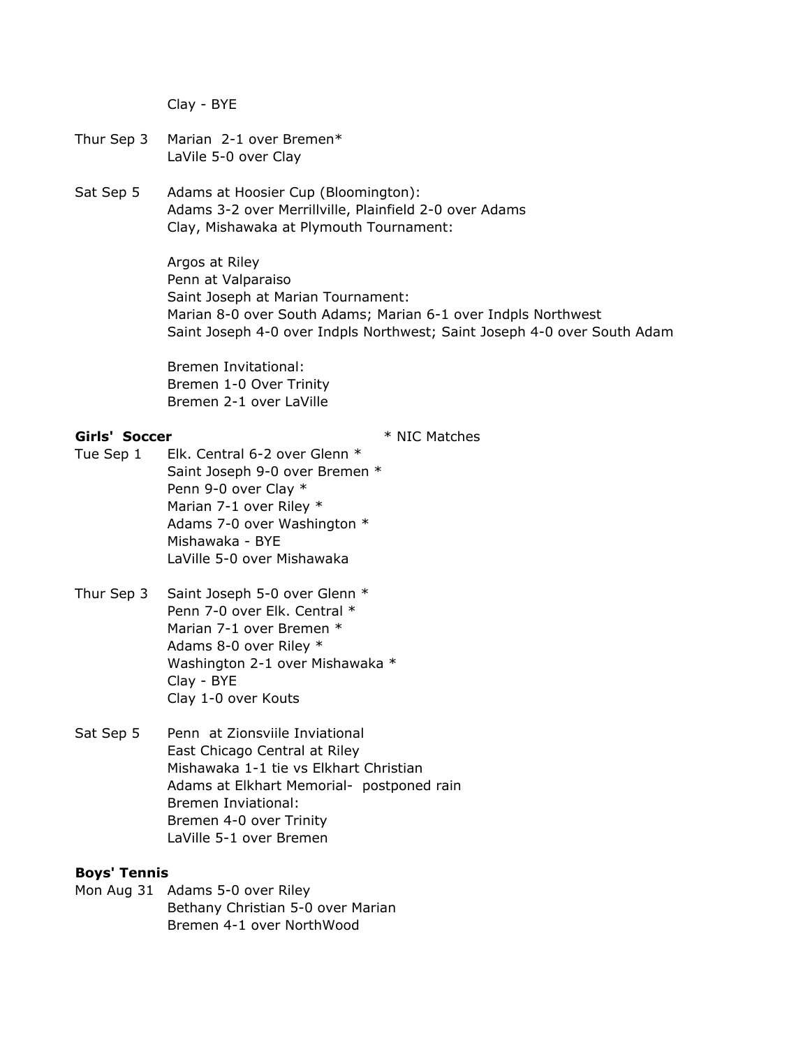Clay - BYE

Thur Sep 3 Marian 2-1 over Bremen*
LaVile 5-0 over Clay

Sat Sep 5 Adams at Hoosier Cup (Bloomington):
Adams 3-2 over Merrillville, Plainfield 2-0 over Adams
Clay, Mishawaka at Plymouth Tournament:

Argos at Riley
Penn at Valparaiso
Saint Joseph at Marian Tournament:
Marian 8-0 over South Adams; Marian 6-1 over Indpls Northwest
Saint Joseph 4-0 over Indpls Northwest; Saint Joseph 4-0 over South Adam

Bremen Invitational:
Bremen 1-0 Over Trinity
Bremen 2-1 over LaVille

**Girls' Soccer** * NIC Matches

Tue Sep 1 Elk. Central 6-2 over Glenn *
Saint Joseph 9-0 over Bremen *
Penn 9-0 over Clay *
Marian 7-1 over Riley *
Adams 7-0 over Washington *
Mishawaka - BYE
LaVille 5-0 over Mishawaka

Thur Sep 3 Saint Joseph 5-0 over Glenn *
Penn 7-0 over Elk. Central *
Marian 7-1 over Bremen *
Adams 8-0 over Riley *
Washington 2-1 over Mishawaka *
Clay - BYE
Clay 1-0 over Kouts

Sat Sep 5 Penn at Zionsviile Inviational
East Chicago Central at Riley
Mishawaka 1-1 tie vs Elkhart Christian
Adams at Elkhart Memorial- postponed rain
Bremen Inviational:
Bremen 4-0 over Trinity
LaVille 5-1 over Bremen

**Boys' Tennis**

Mon Aug 31 Adams 5-0 over Riley
Bethany Christian 5-0 over Marian
Bremen 4-1 over NorthWood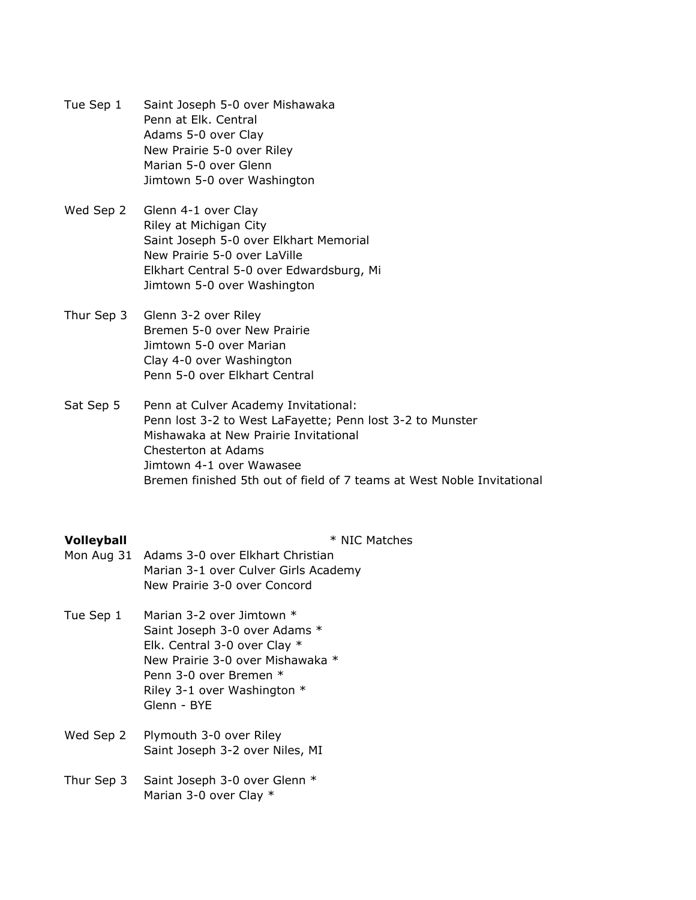Tue Sep 1 Saint Joseph 5-0 over Mishawaka
Penn at Elk. Central
Adams 5-0 over Clay
New Prairie 5-0 over Riley
Marian 5-0 over Glenn
Jimtown 5-0 over Washington

Wed Sep 2 Glenn 4-1 over Clay
Riley at Michigan City
Saint Joseph 5-0 over Elkhart Memorial
New Prairie 5-0 over LaVille
Elkhart Central 5-0 over Edwardsburg, Mi
Jimtown 5-0 over Washington

Thur Sep 3 Glenn 3-2 over Riley
Bremen 5-0 over New Prairie
Jimtown 5-0 over Marian
Clay 4-0 over Washington
Penn 5-0 over Elkhart Central

Sat Sep 5 Penn at Culver Academy Invitational:
Penn lost 3-2 to West LaFayette; Penn lost 3-2 to Munster
Mishawaka at New Prairie Invitational
Chesterton at Adams
Jimtown 4-1 over Wawasee
Bremen finished 5th out of field of 7 teams at West Noble Invitational

**Volleyball** * NIC Matches

Mon Aug 31 Adams 3-0 over Elkhart Christian
Marian 3-1 over Culver Girls Academy
New Prairie 3-0 over Concord

Tue Sep 1 Marian 3-2 over Jimtown *
Saint Joseph 3-0 over Adams *
Elk. Central 3-0 over Clay *
New Prairie 3-0 over Mishawaka *
Penn 3-0 over Bremen *
Riley 3-1 over Washington *
Glenn - BYE

Wed Sep 2 Plymouth 3-0 over Riley
Saint Joseph 3-2 over Niles, MI

Thur Sep 3 Saint Joseph 3-0 over Glenn *
Marian 3-0 over Clay *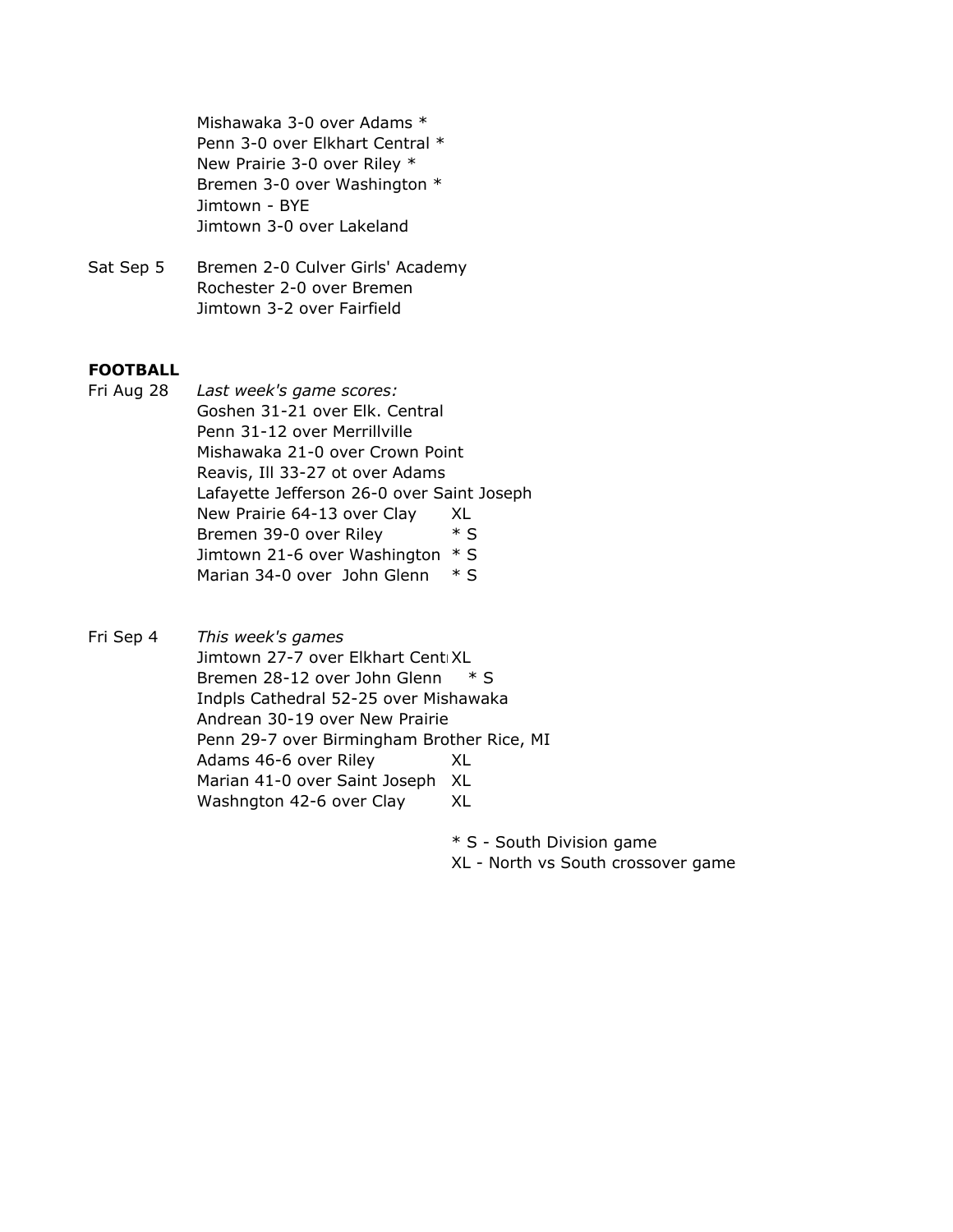Mishawaka 3-0 over Adams *
Penn 3-0 over Elkhart Central *
New Prairie 3-0 over Riley *
Bremen 3-0 over Washington *
Jimtown - BYE
Jimtown 3-0 over Lakeland

Sat Sep 5 — Bremen 2-0 Culver Girls' Academy
Rochester 2-0 over Bremen
Jimtown 3-2 over Fairfield

**FOOTBALL**

Fri Aug 28 — *Last week's game scores:*

| | |
|---|---|
| Goshen 31-21 over Elk. Central | |
| Penn 31-12 over Merrillville | |
| Mishawaka 21-0 over Crown Point | |
| Reavis, Ill 33-27 ot over Adams | |
| Lafayette Jefferson 26-0 over Saint Joseph | |
| New Prairie 64-13 over Clay | XL |
| Bremen 39-0 over Riley | * S |
| Jimtown 21-6 over Washington | * S |
| Marian 34-0 over John Glenn | * S |

Fri Sep 4 — *This week's games*

| | |
|---|---|
| Jimtown 27-7 over Elkhart Centı | XL |
| Bremen 28-12 over John Glenn | * S |
| Indpls Cathedral 52-25 over Mishawaka | |
| Andrean 30-19 over New Prairie | |
| Penn 29-7 over Birmingham Brother Rice, MI | |
| Adams 46-6 over Riley | XL |
| Marian 41-0 over Saint Joseph | XL |
| Washngton 42-6 over Clay | XL |

* S - South Division game
XL - North vs South crossover game